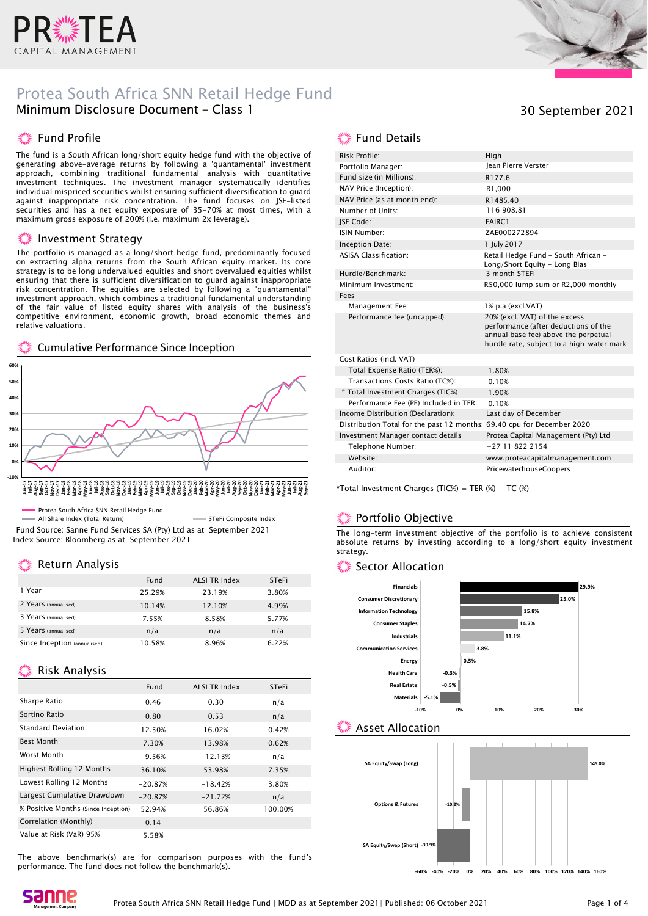# Protea South Africa SNN Retail Hedge Fund

Minimum Disclosure Document - Class 1

30 September 2021

## Fund Profile

The fund is a South African long/short equity hedge fund with the objective of generating above-average returns by following a 'quantamental' investment approach, combining traditional fundamental analysis with quantitative investment techniques. The investment manager systematically identifies individual mispriced securities whilst ensuring sufficient diversification to guard against inappropriate risk concentration. The fund focuses on JSE-listed securities and has a net equity exposure of 35-70% at most times, with a maximum gross exposure of 200% (i.e. maximum 2x leverage).

## Investment Strategy

The portfolio is managed as a long/short hedge fund, predominantly focused on extracting alpha returns from the South African equity market. Its core strategy is to be long undervalued equities and short overvalued equities whilst ensuring that there is sufficient diversification to guard against inappropriate risk concentration. The equities are selected by following a "quantamental" investment approach, which combines a traditional fundamental understanding of the fair value of listed equity shares with analysis of the business's competitive environment, economic growth, broad economic themes and relative valuations.

## Cumulative Performance Since Inception

Protea South Africa SNN Retail Hedge Fund — All Share Index (Total Return) — STeFi Composite Index

Fund Source: Sanne Fund Services SA (Pty) Ltd as at September 2021
Index Source: Bloomberg as at September 2021

## Return Analysis

| | Fund | ALSI TR Index | STeFi |
|---|---|---|---|
| 1 Year | 25.29% | 23.19% | 3.80% |
| 2 Years (annualised) | 10.14% | 12.10% | 4.99% |
| 3 Years (annualised) | 7.55% | 8.58% | 5.77% |
| 5 Years (annualised) | n/a | n/a | n/a |
| Since Inception (annualised) | 10.58% | 8.96% | 6.22% |

## Risk Analysis

| | Fund | ALSI TR Index | STeFi |
|---|---|---|---|
| Sharpe Ratio | 0.46 | 0.30 | n/a |
| Sortino Ratio | 0.80 | 0.53 | n/a |
| Standard Deviation | 12.50% | 16.02% | 0.42% |
| Best Month | 7.30% | 13.98% | 0.62% |
| Worst Month | -9.56% | -12.13% | n/a |
| Highest Rolling 12 Months | 36.10% | 53.98% | 7.35% |
| Lowest Rolling 12 Months | -20.87% | -18.42% | 3.80% |
| Largest Cumulative Drawdown | -20.87% | -21.72% | n/a |
| % Positive Months (Since Inception) | 52.94% | 56.86% | 100.00% |
| Correlation (Monthly) | 0.14 | | |
| Value at Risk (VaR) 95% | 5.58% | | |

The above benchmark(s) are for comparison purposes with the fund's performance. The fund does not follow the benchmark(s).

## Fund Details

| | |
|---|---|
| Risk Profile: | High |
| Portfolio Manager: | Jean Pierre Verster |
| Fund size (in Millions): | R177.6 |
| NAV Price (Inception): | R1,000 |
| NAV Price (as at month end): | R1485.40 |
| Number of Units: | 116 908.81 |
| JSE Code: | FAIRC1 |
| ISIN Number: | ZAE000272894 |
| Inception Date: | 1 July 2017 |
| ASISA Classification: | Retail Hedge Fund - South African - Long/Short Equity - Long Bias |
| Hurdle/Benchmark: | 3 month STEFI |
| Minimum Investment: | R50,000 lump sum or R2,000 monthly |
| Fees | |
| Management Fee: | 1% p.a (excl.VAT) |
| Performance fee (uncapped): | 20% (excl. VAT) of the excess performance (after deductions of the annual base fee) above the perpetual hurdle rate, subject to a high-water mark |
| Cost Ratios (incl. VAT) | |
| Total Expense Ratio (TER%): | 1.80% |
| Transactions Costs Ratio (TC%): | 0.10% |
| * Total Investment Charges (TIC%): | 1.90% |
| Performance Fee (PF) Included in TER: | 0.10% |
| Income Distribution (Declaration): | Last day of December |
| Distribution Total for the past 12 months: | 69.40 cpu for December 2020 |
| Investment Manager contact details | Protea Capital Management (Pty) Ltd |
| Telephone Number: | +27 11 822 2154 |
| Website: | www.proteacapitalmanagement.com |
| Auditor: | PricewaterhouseCoopers |

*Total Investment Charges (TIC%) = TER (%) + TC (%)

## Portfolio Objective

The long-term investment objective of the portfolio is to achieve consistent absolute returns by investing according to a long/short equity investment strategy.

## Sector Allocation

| Sector | Allocation |
|---|---|
| Financials | 29.9% |
| Consumer Discretionary | 25.0% |
| Information Technology | 15.8% |
| Consumer Staples | 14.7% |
| Industrials | 11.1% |
| Communication Services | 3.8% |
| Energy | 0.5% |
| Health Care | -0.3% |
| Real Estate | -0.5% |
| Materials | -5.1% |

## Asset Allocation

| Asset | Allocation |
|---|---|
| SA Equity/Swap (Long) | 145.0% |
| Options & Futures | -10.2% |
| SA Equity/Swap (Short) | -39.9% |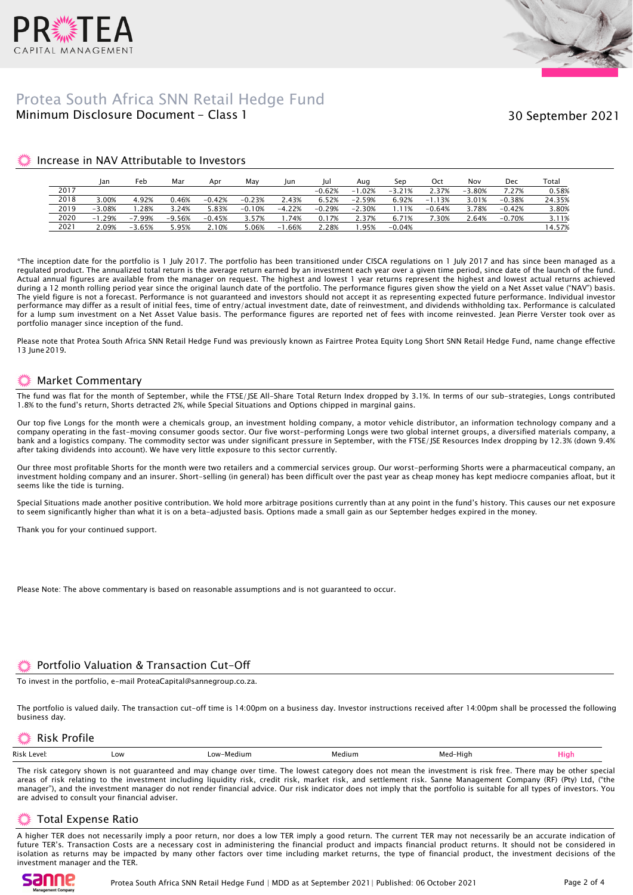# Protea South Africa SNN Retail Hedge Fund

Minimum Disclosure Document - Class 1

30 September 2021

## Increase in NAV Attributable to Investors

| | Jan | Feb | Mar | Apr | May | Jun | Jul | Aug | Sep | Oct | Nov | Dec | Total |
|---|---|---|---|---|---|---|---|---|---|---|---|---|---|
| 2017 | | | | | | | -0.62% | -1.02% | -3.21% | 2.37% | -3.80% | 7.27% | 0.58% |
| 2018 | 3.00% | 4.92% | 0.46% | -0.42% | -0.23% | 2.43% | 6.52% | -2.59% | 6.92% | -1.13% | 3.01% | -0.38% | 24.35% |
| 2019 | -3.08% | 1.28% | 3.24% | 5.83% | -0.10% | -4.22% | -0.29% | -2.30% | 1.11% | -0.64% | 3.78% | -0.42% | 3.80% |
| 2020 | -1.29% | -7.99% | -9.56% | -0.45% | 3.57% | 1.74% | 0.17% | 2.37% | 6.71% | 7.30% | 2.64% | -0.70% | 3.11% |
| 2021 | 2.09% | -3.65% | 5.95% | 2.10% | 5.06% | -1.66% | 2.28% | 1.95% | -0.04% | | | | 14.57% |

*The inception date for the portfolio is 1 July 2017. The portfolio has been transitioned under CISCA regulations on 1 July 2017 and has since been managed as a regulated product. The annualized total return is the average return earned by an investment each year over a given time period, since date of the launch of the fund. Actual annual figures are available from the manager on request. The highest and lowest 1 year returns represent the highest and lowest actual returns achieved during a 12 month rolling period year since the original launch date of the portfolio. The performance figures given show the yield on a Net Asset value ("NAV") basis. The yield figure is not a forecast. Performance is not guaranteed and investors should not accept it as representing expected future performance. Individual investor performance may differ as a result of initial fees, time of entry/actual investment date, date of reinvestment, and dividends withholding tax. Performance is calculated for a lump sum investment on a Net Asset Value basis. The performance figures are reported net of fees with income reinvested. Jean Pierre Verster took over as portfolio manager since inception of the fund.

Please note that Protea South Africa SNN Retail Hedge Fund was previously known as Fairtree Protea Equity Long Short SNN Retail Hedge Fund, name change effective 13 June 2019.

## Market Commentary

The fund was flat for the month of September, while the FTSE/JSE All-Share Total Return Index dropped by 3.1%. In terms of our sub-strategies, Longs contributed 1.8% to the fund's return, Shorts detracted 2%, while Special Situations and Options chipped in marginal gains.

Our top five Longs for the month were a chemicals group, an investment holding company, a motor vehicle distributor, an information technology company and a company operating in the fast-moving consumer goods sector. Our five worst-performing Longs were two global internet groups, a diversified materials company, a bank and a logistics company. The commodity sector was under significant pressure in September, with the FTSE/JSE Resources Index dropping by 12.3% (down 9.4% after taking dividends into account). We have very little exposure to this sector currently.

Our three most profitable Shorts for the month were two retailers and a commercial services group. Our worst-performing Shorts were a pharmaceutical company, an investment holding company and an insurer. Short-selling (in general) has been difficult over the past year as cheap money has kept mediocre companies afloat, but it seems like the tide is turning.

Special Situations made another positive contribution. We hold more arbitrage positions currently than at any point in the fund's history. This causes our net exposure to seem significantly higher than what it is on a beta-adjusted basis. Options made a small gain as our September hedges expired in the money.

Thank you for your continued support.

Please Note: The above commentary is based on reasonable assumptions and is not guaranteed to occur.

## Portfolio Valuation & Transaction Cut-Off

To invest in the portfolio, e-mail ProteaCapital@sannegroup.co.za.

The portfolio is valued daily. The transaction cut-off time is 14:00pm on a business day. Investor instructions received after 14:00pm shall be processed the following business day.

## Risk Profile

| Risk Level: | Low | Low-Medium | Medium | Med-High | **High** |
|---|---|---|---|---|---|

The risk category shown is not guaranteed and may change over time. The lowest category does not mean the investment is risk free. There may be other special areas of risk relating to the investment including liquidity risk, credit risk, market risk, and settlement risk. Sanne Management Company (RF) (Pty) Ltd, ("the manager"), and the investment manager do not render financial advice. Our risk indicator does not imply that the portfolio is suitable for all types of investors. You are advised to consult your financial adviser.

## Total Expense Ratio

A higher TER does not necessarily imply a poor return, nor does a low TER imply a good return. The current TER may not necessarily be an accurate indication of future TER's. Transaction Costs are a necessary cost in administering the financial product and impacts financial product returns. It should not be considered in isolation as returns may be impacted by many other factors over time including market returns, the type of financial product, the investment decisions of the investment manager and the TER.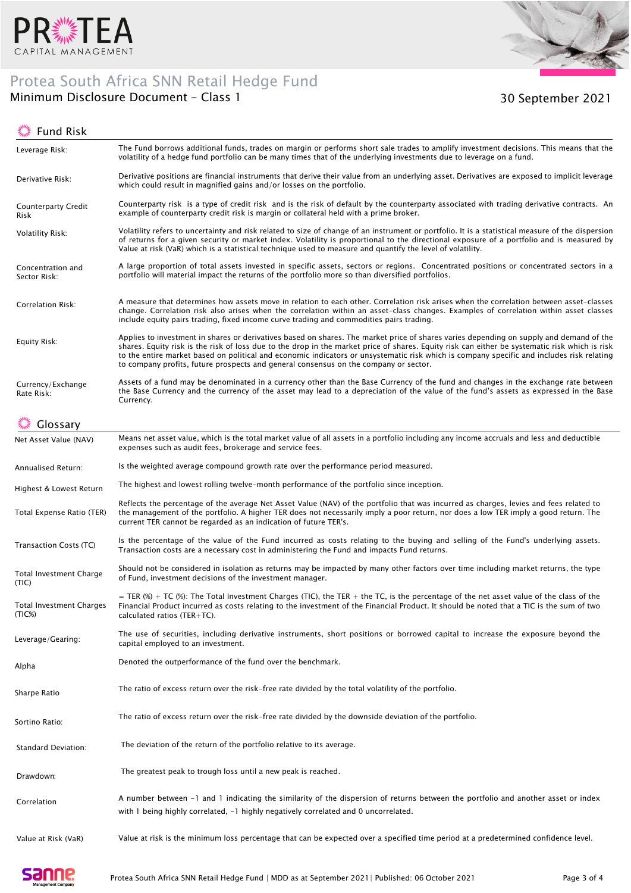# Protea South Africa SNN Retail Hedge Fund

## Minimum Disclosure Document - Class 1

30 September 2021

## Fund Risk

| | |
|---|---|
| Leverage Risk: | The Fund borrows additional funds, trades on margin or performs short sale trades to amplify investment decisions. This means that the volatility of a hedge fund portfolio can be many times that of the underlying investments due to leverage on a fund. |
| Derivative Risk: | Derivative positions are financial instruments that derive their value from an underlying asset. Derivatives are exposed to implicit leverage which could result in magnified gains and/or losses on the portfolio. |
| Counterparty Credit Risk | Counterparty risk is a type of credit risk and is the risk of default by the counterparty associated with trading derivative contracts. An example of counterparty credit risk is margin or collateral held with a prime broker. |
| Volatility Risk: | Volatility refers to uncertainty and risk related to size of change of an instrument or portfolio. It is a statistical measure of the dispersion of returns for a given security or market index. Volatility is proportional to the directional exposure of a portfolio and is measured by Value at risk (VaR) which is a statistical technique used to measure and quantify the level of volatility. |
| Concentration and Sector Risk: | A large proportion of total assets invested in specific assets, sectors or regions. Concentrated positions or concentrated sectors in a portfolio will material impact the returns of the portfolio more so than diversified portfolios. |
| Correlation Risk: | A measure that determines how assets move in relation to each other. Correlation risk arises when the correlation between asset-classes change. Correlation risk also arises when the correlation within an asset-class changes. Examples of correlation within asset classes include equity pairs trading, fixed income curve trading and commodities pairs trading. |
| Equity Risk: | Applies to investment in shares or derivatives based on shares. The market price of shares varies depending on supply and demand of the shares. Equity risk is the risk of loss due to the drop in the market price of shares. Equity risk can either be systematic risk which is risk to the entire market based on political and economic indicators or unsystematic risk which is company specific and includes risk relating to company profits, future prospects and general consensus on the company or sector. |
| Currency/Exchange Rate Risk: | Assets of a fund may be denominated in a currency other than the Base Currency of the fund and changes in the exchange rate between the Base Currency and the currency of the asset may lead to a depreciation of the value of the fund's assets as expressed in the Base Currency. |

## Glossary

| | |
|---|---|
| Net Asset Value (NAV) | Means net asset value, which is the total market value of all assets in a portfolio including any income accruals and less and deductible expenses such as audit fees, brokerage and service fees. |
| Annualised Return: | Is the weighted average compound growth rate over the performance period measured. |
| Highest & Lowest Return | The highest and lowest rolling twelve-month performance of the portfolio since inception. |
| Total Expense Ratio (TER) | Reflects the percentage of the average Net Asset Value (NAV) of the portfolio that was incurred as charges, levies and fees related to the management of the portfolio. A higher TER does not necessarily imply a poor return, nor does a low TER imply a good return. The current TER cannot be regarded as an indication of future TER's. |
| Transaction Costs (TC) | Is the percentage of the value of the Fund incurred as costs relating to the buying and selling of the Fund's underlying assets. Transaction costs are a necessary cost in administering the Fund and impacts Fund returns. |
| Total Investment Charge (TIC) | Should not be considered in isolation as returns may be impacted by many other factors over time including market returns, the type of Fund, investment decisions of the investment manager. |
| Total Investment Charges (TIC%) | = TER (%) + TC (%): The Total Investment Charges (TIC), the TER + the TC, is the percentage of the net asset value of the class of the Financial Product incurred as costs relating to the investment of the Financial Product. It should be noted that a TIC is the sum of two calculated ratios (TER+TC). |
| Leverage/Gearing: | The use of securities, including derivative instruments, short positions or borrowed capital to increase the exposure beyond the capital employed to an investment. |
| Alpha | Denoted the outperformance of the fund over the benchmark. |
| Sharpe Ratio | The ratio of excess return over the risk-free rate divided by the total volatility of the portfolio. |
| Sortino Ratio: | The ratio of excess return over the risk-free rate divided by the downside deviation of the portfolio. |
| Standard Deviation: | The deviation of the return of the portfolio relative to its average. |
| Drawdown: | The greatest peak to trough loss until a new peak is reached. |
| Correlation | A number between -1 and 1 indicating the similarity of the dispersion of returns between the portfolio and another asset or index with 1 being highly correlated, -1 highly negatively correlated and 0 uncorrelated. |
| Value at Risk (VaR) | Value at risk is the minimum loss percentage that can be expected over a specified time period at a predetermined confidence level. |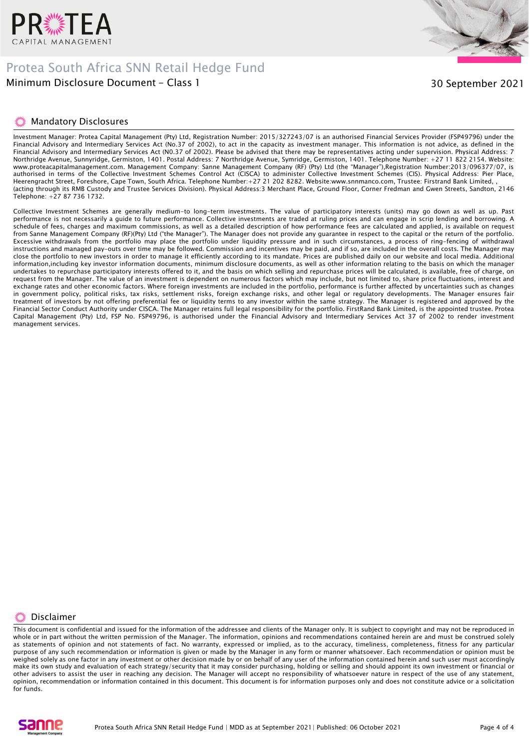# Protea South Africa SNN Retail Hedge Fund

Minimum Disclosure Document - Class 1

30 September 2021

## Mandatory Disclosures

Investment Manager: Protea Capital Management (Pty) Ltd, Registration Number: 2015/327243/07 is an authorised Financial Services Provider (FSP49796) under the Financial Advisory and Intermediary Services Act (No.37 of 2002), to act in the capacity as investment manager. This information is not advice, as defined in the Financial Advisory and Intermediary Services Act (N0.37 of 2002). Please be advised that there may be representatives acting under supervision. Physical Address: 7 Northridge Avenue, Sunnyridge, Germiston, 1401. Postal Address: 7 Northridge Avenue, Symridge, Germiston, 1401. Telephone Number: +27 11 822 2154. Website: www.proteacapitalmanagement.com. Management Company: Sanne Management Company (RF) (Pty) Ltd (the "Manager"),Registration Number:2013/096377/07, is authorised in terms of the Collective Investment Schemes Control Act (CISCA) to administer Collective Investment Schemes (CIS). Physical Address: Pier Place, Heerengracht Street, Foreshore, Cape Town, South Africa. Telephone Number:+27 21 202 8282. Website:www.snnmanco.com, Trustee: Firstrand Bank Limited, , (acting through its RMB Custody and Trustee Services Division). Physical Address:3 Merchant Place, Ground Floor, Corner Fredman and Gwen Streets, Sandton, 2146 Telephone: +27 87 736 1732.

Collective Investment Schemes are generally medium-to long-term investments. The value of participatory interests (units) may go down as well as up. Past performance is not necessarily a guide to future performance. Collective investments are traded at ruling prices and can engage in scrip lending and borrowing. A schedule of fees, charges and maximum commissions, as well as a detailed description of how performance fees are calculated and applied, is available on request from Sanne Management Company (RF)(Pty) Ltd ("the Manager"). The Manager does not provide any guarantee in respect to the capital or the return of the portfolio. Excessive withdrawals from the portfolio may place the portfolio under liquidity pressure and in such circumstances, a process of ring-fencing of withdrawal instructions and managed pay-outs over time may be followed. Commission and incentives may be paid, and if so, are included in the overall costs. The Manager may close the portfolio to new investors in order to manage it efficiently according to its mandate. Prices are published daily on our website and local media. Additional information,including key investor information documents, minimum disclosure documents, as well as other information relating to the basis on which the manager undertakes to repurchase participatory interests offered to it, and the basis on which selling and repurchase prices will be calculated, is available, free of charge, on request from the Manager. The value of an investment is dependent on numerous factors which may include, but not limited to, share price fluctuations, interest and exchange rates and other economic factors. Where foreign investments are included in the portfolio, performance is further affected by uncertainties such as changes in government policy, political risks, tax risks, settlement risks, foreign exchange risks, and other legal or regulatory developments. The Manager ensures fair treatment of investors by not offering preferential fee or liquidity terms to any investor within the same strategy. The Manager is registered and approved by the Financial Sector Conduct Authority under CISCA. The Manager retains full legal responsibility for the portfolio. FirstRand Bank Limited, is the appointed trustee. Protea Capital Management (Pty) Ltd, FSP No. FSP49796, is authorised under the Financial Advisory and Intermediary Services Act 37 of 2002 to render investment management services.

## Disclaimer

This document is confidential and issued for the information of the addressee and clients of the Manager only. It is subject to copyright and may not be reproduced in whole or in part without the written permission of the Manager. The information, opinions and recommendations contained herein are and must be construed solely as statements of opinion and not statements of fact. No warranty, expressed or implied, as to the accuracy, timeliness, completeness, fitness for any particular purpose of any such recommendation or information is given or made by the Manager in any form or manner whatsoever. Each recommendation or opinion must be weighed solely as one factor in any investment or other decision made by or on behalf of any user of the information contained herein and such user must accordingly make its own study and evaluation of each strategy/security that it may consider purchasing, holding or selling and should appoint its own investment or financial or other advisers to assist the user in reaching any decision. The Manager will accept no responsibility of whatsoever nature in respect of the use of any statement, opinion, recommendation or information contained in this document. This document is for information purposes only and does not constitute advice or a solicitation for funds.